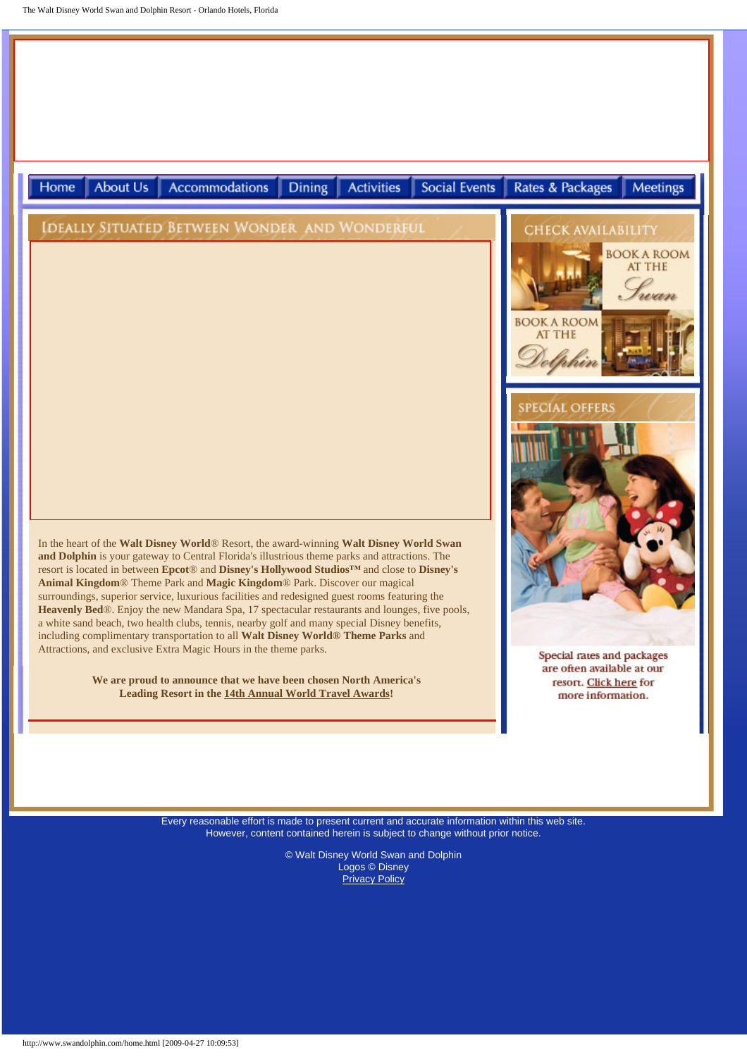Home | About Us | Accommodations | Dining | Activities | Social Events | Rates & Packages | Meetings

## Ideally Situated Between Wonder and Wonderful

In the heart of the **Walt Disney World**® Resort, the award-winning **Walt Disney World Swan and Dolphin** is your gateway to Central Florida's illustrious theme parks and attractions. The resort is located in between **Epcot**® and **Disney's Hollywood Studios™** and close to **Disney's Animal Kingdom**® Theme Park and **Magic Kingdom**® Park. Discover our magical surroundings, superior service, luxurious facilities and redesigned guest rooms featuring the **Heavenly Bed**®. Enjoy the new Mandara Spa, 17 spectacular restaurants and lounges, five pools, a white sand beach, two health clubs, tennis, nearby golf and many special Disney benefits, including complimentary transportation to all **Walt Disney World® Theme Parks** and Attractions, and exclusive Extra Magic Hours in the theme parks.

**We are proud to announce that we have been chosen North America's Leading Resort in the 14th Annual World Travel Awards!**

## Check Availability

BOOK A ROOM AT THE Swan

BOOK A ROOM AT THE Dolphin

## Special Offers

Special rates and packages are often available at our resort. Click here for more information.

Every reasonable effort is made to present current and accurate information within this web site. However, content contained herein is subject to change without prior notice.

© Walt Disney World Swan and Dolphin
Logos © Disney
Privacy Policy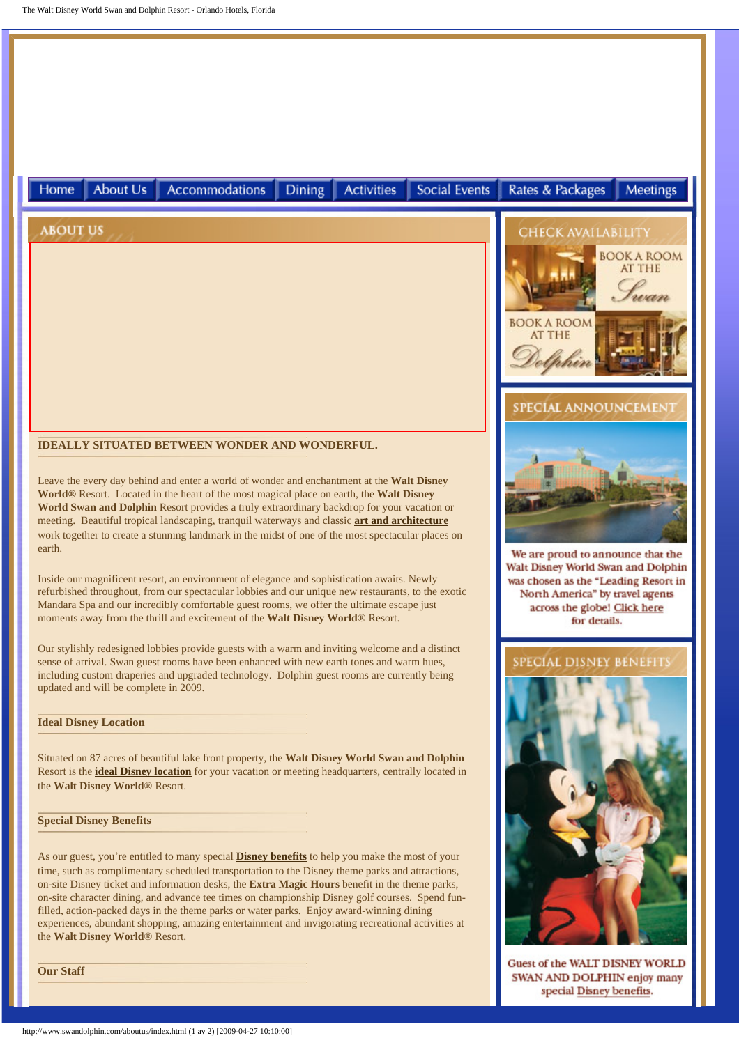Home | About Us | Accommodations | Dining | Activities | Social Events | Rates & Packages | Meetings

## ABOUT US

### IDEALLY SITUATED BETWEEN WONDER AND WONDERFUL.

Leave the every day behind and enter a world of wonder and enchantment at the **Walt Disney World®** Resort. Located in the heart of the most magical place on earth, the **Walt Disney World Swan and Dolphin** Resort provides a truly extraordinary backdrop for your vacation or meeting. Beautiful tropical landscaping, tranquil waterways and classic **art and architecture** work together to create a stunning landmark in the midst of one of the most spectacular places on earth.

Inside our magnificent resort, an environment of elegance and sophistication awaits. Newly refurbished throughout, from our spectacular lobbies and our unique new restaurants, to the exotic Mandara Spa and our incredibly comfortable guest rooms, we offer the ultimate escape just moments away from the thrill and excitement of the **Walt Disney World**® Resort.

Our stylishly redesigned lobbies provide guests with a warm and inviting welcome and a distinct sense of arrival. Swan guest rooms have been enhanced with new earth tones and warm hues, including custom draperies and upgraded technology. Dolphin guest rooms are currently being updated and will be complete in 2009.

### Ideal Disney Location

Situated on 87 acres of beautiful lake front property, the **Walt Disney World Swan and Dolphin** Resort is the **ideal Disney location** for your vacation or meeting headquarters, centrally located in the **Walt Disney World**® Resort.

### Special Disney Benefits

As our guest, you're entitled to many special **Disney benefits** to help you make the most of your time, such as complimentary scheduled transportation to the Disney theme parks and attractions, on-site Disney ticket and information desks, the **Extra Magic Hours** benefit in the theme parks, on-site character dining, and advance tee times on championship Disney golf courses. Spend fun-filled, action-packed days in the theme parks or water parks. Enjoy award-winning dining experiences, abundant shopping, amazing entertainment and invigorating recreational activities at the **Walt Disney World**® Resort.

### Our Staff

## CHECK AVAILABILITY

BOOK A ROOM AT THE Swan

BOOK A ROOM AT THE Dolphin

## SPECIAL ANNOUNCEMENT

We are proud to announce that the Walt Disney World Swan and Dolphin was chosen as the "Leading Resort in North America" by travel agents across the globe! Click here for details.

## SPECIAL DISNEY BENEFITS

Guest of the WALT DISNEY WORLD SWAN AND DOLPHIN enjoy many special Disney benefits.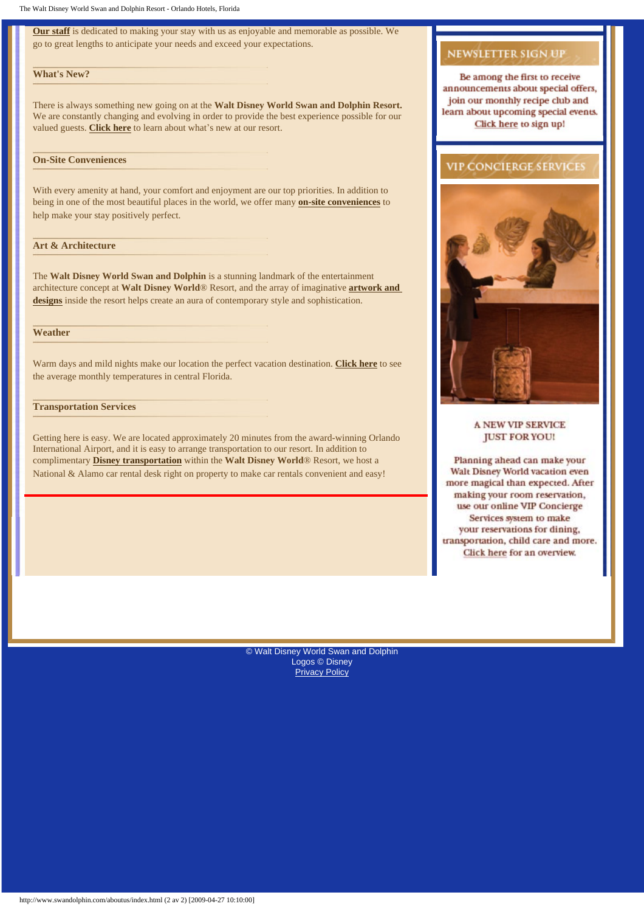**Our staff** is dedicated to making your stay with us as enjoyable and memorable as possible. We go to great lengths to anticipate your needs and exceed your expectations.

### What's New?

There is always something new going on at the **Walt Disney World Swan and Dolphin Resort.** We are constantly changing and evolving in order to provide the best experience possible for our valued guests. **Click here** to learn about what's new at our resort.

### On-Site Conveniences

With every amenity at hand, your comfort and enjoyment are our top priorities. In addition to being in one of the most beautiful places in the world, we offer many **on-site conveniences** to help make your stay positively perfect.

### Art & Architecture

The **Walt Disney World Swan and Dolphin** is a stunning landmark of the entertainment architecture concept at **Walt Disney World**® Resort, and the array of imaginative **artwork and designs** inside the resort helps create an aura of contemporary style and sophistication.

### Weather

Warm days and mild nights make our location the perfect vacation destination. **Click here** to see the average monthly temperatures in central Florida.

### Transportation Services

Getting here is easy. We are located approximately 20 minutes from the award-winning Orlando International Airport, and it is easy to arrange transportation to our resort. In addition to complimentary **Disney transportation** within the **Walt Disney World**® Resort, we host a National & Alamo car rental desk right on property to make car rentals convenient and easy!

## NEWSLETTER SIGN UP

Be among the first to receive announcements about special offers, join our monthly recipe club and learn about upcoming special events. Click here to sign up!

## VIP CONCIERGE SERVICES

A NEW VIP SERVICE JUST FOR YOU!

Planning ahead can make your Walt Disney World vacation even more magical than expected. After making your room reservation, use our online VIP Concierge Services system to make your reservations for dining, transportation, child care and more. Click here for an overview.

© Walt Disney World Swan and Dolphin
Logos © Disney
Privacy Policy